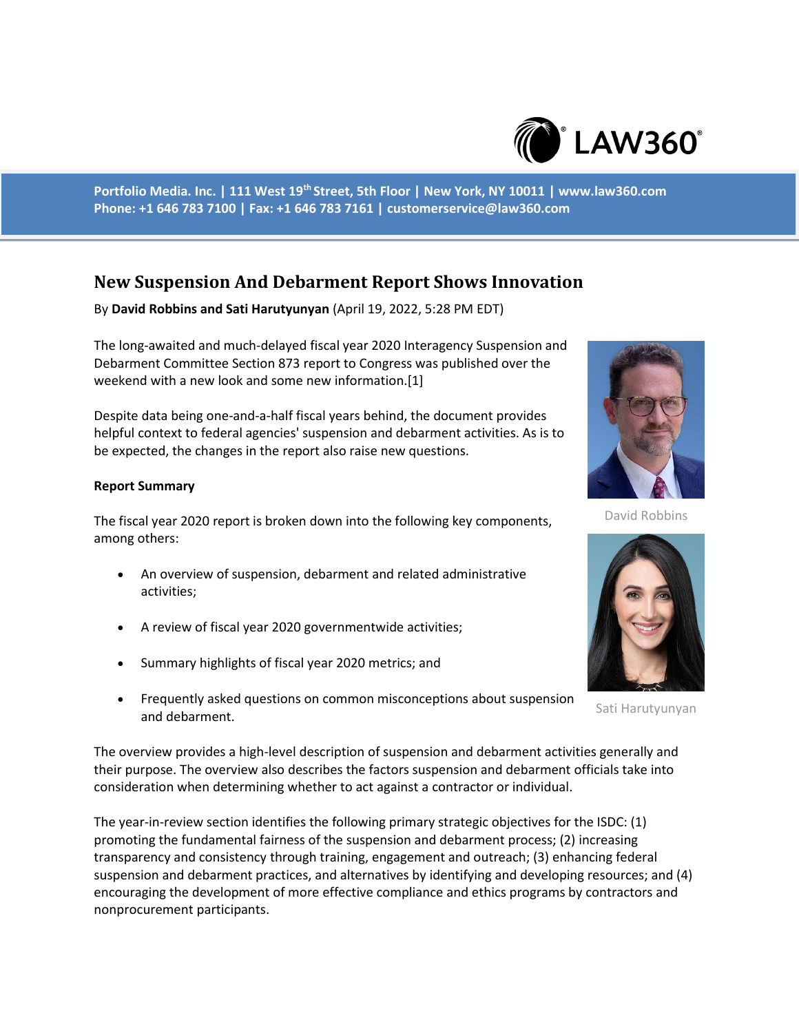Portfolio Media. Inc. | 111 West 19th Street, 5th Floor | New York, NY 10011 | www.law360.com
Phone: +1 646 783 7100 | Fax: +1 646 783 7161 | customerservice@law360.com

# New Suspension And Debarment Report Shows Innovation

By **David Robbins and Sati Harutyunyan** (April 19, 2022, 5:28 PM EDT)

The long-awaited and much-delayed fiscal year 2020 Interagency Suspension and Debarment Committee Section 873 report to Congress was published over the weekend with a new look and some new information.[1]

Despite data being one-and-a-half fiscal years behind, the document provides helpful context to federal agencies' suspension and debarment activities. As is to be expected, the changes in the report also raise new questions.

David Robbins

Sati Harutyunyan

**Report Summary**

The fiscal year 2020 report is broken down into the following key components, among others:

- An overview of suspension, debarment and related administrative activities;
- A review of fiscal year 2020 governmentwide activities;
- Summary highlights of fiscal year 2020 metrics; and
- Frequently asked questions on common misconceptions about suspension and debarment.

The overview provides a high-level description of suspension and debarment activities generally and their purpose. The overview also describes the factors suspension and debarment officials take into consideration when determining whether to act against a contractor or individual.

The year-in-review section identifies the following primary strategic objectives for the ISDC: (1) promoting the fundamental fairness of the suspension and debarment process; (2) increasing transparency and consistency through training, engagement and outreach; (3) enhancing federal suspension and debarment practices, and alternatives by identifying and developing resources; and (4) encouraging the development of more effective compliance and ethics programs by contractors and nonprocurement participants.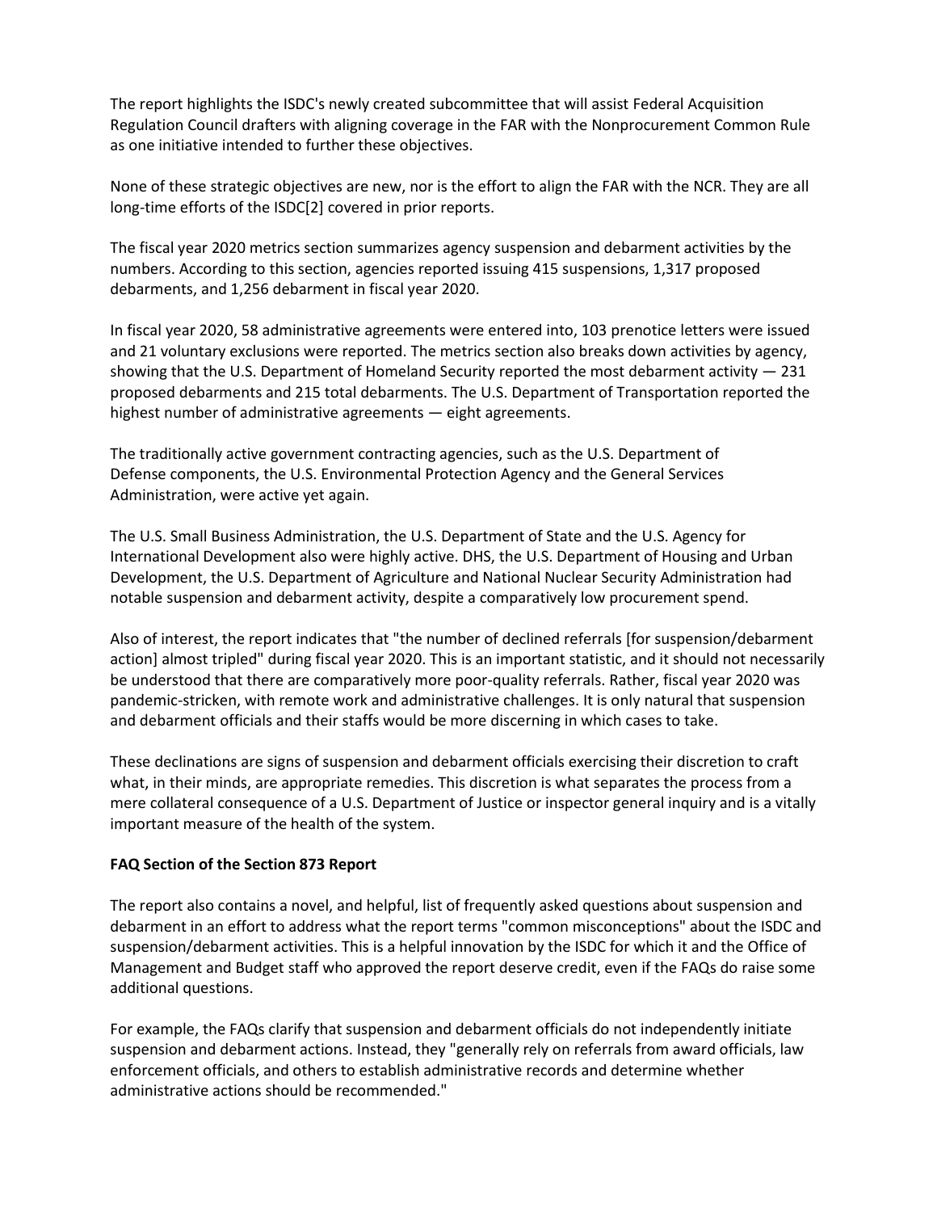The report highlights the ISDC's newly created subcommittee that will assist Federal Acquisition Regulation Council drafters with aligning coverage in the FAR with the Nonprocurement Common Rule as one initiative intended to further these objectives.

None of these strategic objectives are new, nor is the effort to align the FAR with the NCR. They are all long-time efforts of the ISDC[2] covered in prior reports.

The fiscal year 2020 metrics section summarizes agency suspension and debarment activities by the numbers. According to this section, agencies reported issuing 415 suspensions, 1,317 proposed debarments, and 1,256 debarment in fiscal year 2020.

In fiscal year 2020, 58 administrative agreements were entered into, 103 prenotice letters were issued and 21 voluntary exclusions were reported. The metrics section also breaks down activities by agency, showing that the U.S. Department of Homeland Security reported the most debarment activity — 231 proposed debarments and 215 total debarments. The U.S. Department of Transportation reported the highest number of administrative agreements — eight agreements.

The traditionally active government contracting agencies, such as the U.S. Department of Defense components, the U.S. Environmental Protection Agency and the General Services Administration, were active yet again.

The U.S. Small Business Administration, the U.S. Department of State and the U.S. Agency for International Development also were highly active. DHS, the U.S. Department of Housing and Urban Development, the U.S. Department of Agriculture and National Nuclear Security Administration had notable suspension and debarment activity, despite a comparatively low procurement spend.

Also of interest, the report indicates that "the number of declined referrals [for suspension/debarment action] almost tripled" during fiscal year 2020. This is an important statistic, and it should not necessarily be understood that there are comparatively more poor-quality referrals. Rather, fiscal year 2020 was pandemic-stricken, with remote work and administrative challenges. It is only natural that suspension and debarment officials and their staffs would be more discerning in which cases to take.

These declinations are signs of suspension and debarment officials exercising their discretion to craft what, in their minds, are appropriate remedies. This discretion is what separates the process from a mere collateral consequence of a U.S. Department of Justice or inspector general inquiry and is a vitally important measure of the health of the system.

**FAQ Section of the Section 873 Report**

The report also contains a novel, and helpful, list of frequently asked questions about suspension and debarment in an effort to address what the report terms "common misconceptions" about the ISDC and suspension/debarment activities. This is a helpful innovation by the ISDC for which it and the Office of Management and Budget staff who approved the report deserve credit, even if the FAQs do raise some additional questions.

For example, the FAQs clarify that suspension and debarment officials do not independently initiate suspension and debarment actions. Instead, they "generally rely on referrals from award officials, law enforcement officials, and others to establish administrative records and determine whether administrative actions should be recommended."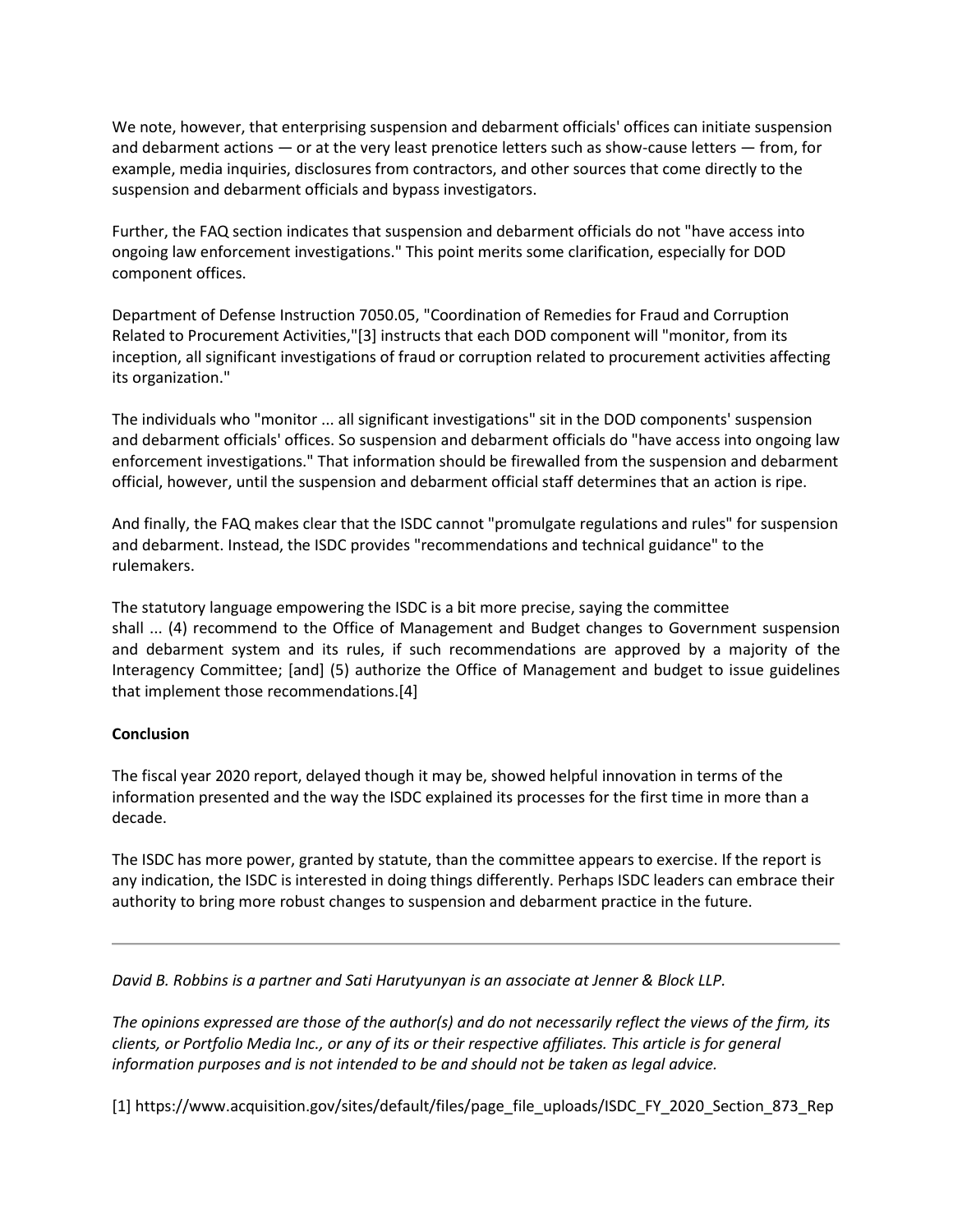We note, however, that enterprising suspension and debarment officials' offices can initiate suspension and debarment actions — or at the very least prenotice letters such as show-cause letters — from, for example, media inquiries, disclosures from contractors, and other sources that come directly to the suspension and debarment officials and bypass investigators.

Further, the FAQ section indicates that suspension and debarment officials do not "have access into ongoing law enforcement investigations." This point merits some clarification, especially for DOD component offices.

Department of Defense Instruction 7050.05, "Coordination of Remedies for Fraud and Corruption Related to Procurement Activities,"[3] instructs that each DOD component will "monitor, from its inception, all significant investigations of fraud or corruption related to procurement activities affecting its organization."

The individuals who "monitor ... all significant investigations" sit in the DOD components' suspension and debarment officials' offices. So suspension and debarment officials do "have access into ongoing law enforcement investigations." That information should be firewalled from the suspension and debarment official, however, until the suspension and debarment official staff determines that an action is ripe.

And finally, the FAQ makes clear that the ISDC cannot "promulgate regulations and rules" for suspension and debarment. Instead, the ISDC provides "recommendations and technical guidance" to the rulemakers.

The statutory language empowering the ISDC is a bit more precise, saying the committee shall ... (4) recommend to the Office of Management and Budget changes to Government suspension and debarment system and its rules, if such recommendations are approved by a majority of the Interagency Committee; [and] (5) authorize the Office of Management and budget to issue guidelines that implement those recommendations.[4]

**Conclusion**

The fiscal year 2020 report, delayed though it may be, showed helpful innovation in terms of the information presented and the way the ISDC explained its processes for the first time in more than a decade.

The ISDC has more power, granted by statute, than the committee appears to exercise. If the report is any indication, the ISDC is interested in doing things differently. Perhaps ISDC leaders can embrace their authority to bring more robust changes to suspension and debarment practice in the future.

---

*David B. Robbins is a partner and Sati Harutyunyan is an associate at Jenner & Block LLP.*

*The opinions expressed are those of the author(s) and do not necessarily reflect the views of the firm, its clients, or Portfolio Media Inc., or any of its or their respective affiliates. This article is for general information purposes and is not intended to be and should not be taken as legal advice.*

[1] https://www.acquisition.gov/sites/default/files/page_file_uploads/ISDC_FY_2020_Section_873_Rep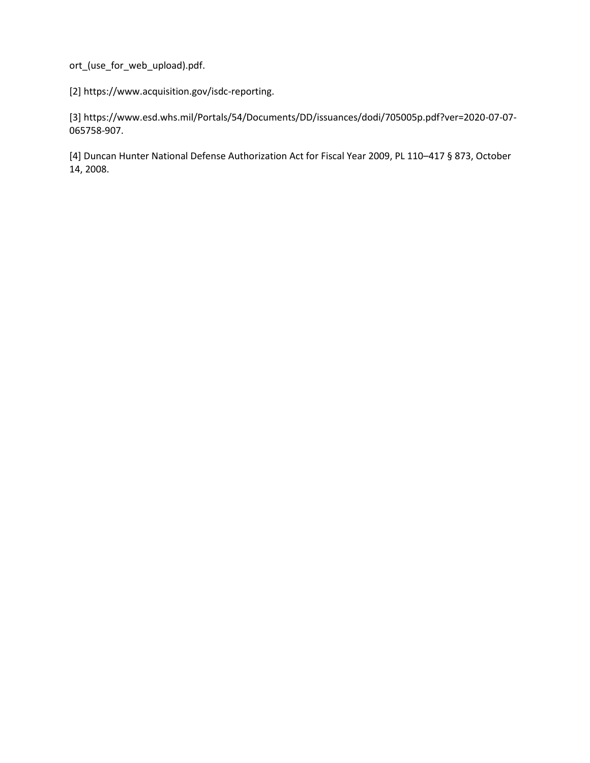ort_(use_for_web_upload).pdf.

[2] https://www.acquisition.gov/isdc-reporting.

[3] https://www.esd.whs.mil/Portals/54/Documents/DD/issuances/dodi/705005p.pdf?ver=2020-07-07-065758-907.

[4] Duncan Hunter National Defense Authorization Act for Fiscal Year 2009, PL 110–417 § 873, October 14, 2008.